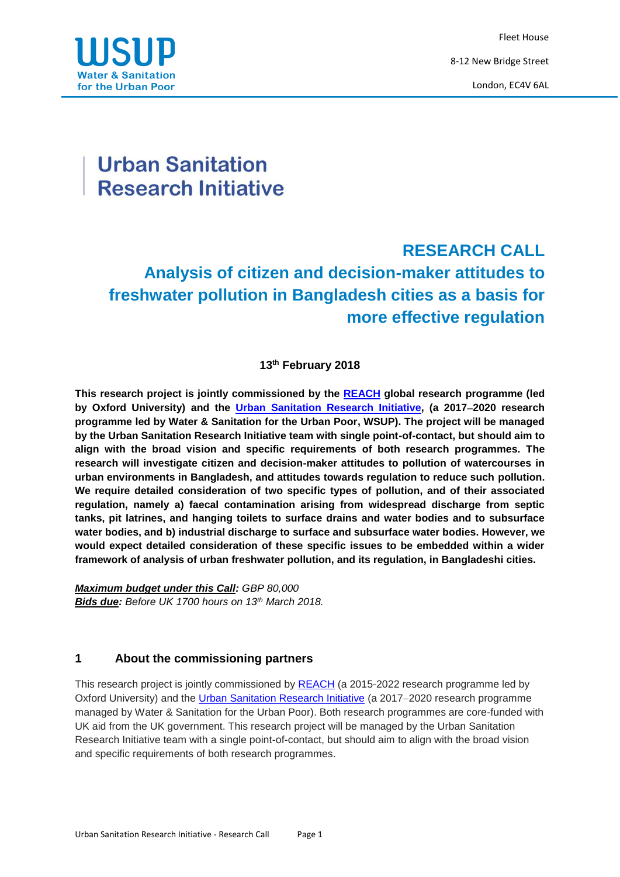WSUP
Water & Sanitation
for the Urban Poor

Fleet House

8-12 New Bridge Street

London, EC4V 6AL

# Urban Sanitation Research Initiative

## RESEARCH CALL
## Analysis of citizen and decision-maker attitudes to freshwater pollution in Bangladesh cities as a basis for more effective regulation

**13th February 2018**

**This research project is jointly commissioned by the REACH global research programme (led by Oxford University) and the Urban Sanitation Research Initiative, (a 2017–2020 research programme led by Water & Sanitation for the Urban Poor, WSUP). The project will be managed by the Urban Sanitation Research Initiative team with single point-of-contact, but should aim to align with the broad vision and specific requirements of both research programmes. The research will investigate citizen and decision-maker attitudes to pollution of watercourses in urban environments in Bangladesh, and attitudes towards regulation to reduce such pollution. We require detailed consideration of two specific types of pollution, and of their associated regulation, namely a) faecal contamination arising from widespread discharge from septic tanks, pit latrines, and hanging toilets to surface drains and water bodies and to subsurface water bodies, and b) industrial discharge to surface and subsurface water bodies. However, we would expect detailed consideration of these specific issues to be embedded within a wider framework of analysis of urban freshwater pollution, and its regulation, in Bangladeshi cities.**

***Maximum budget under this Call:*** *GBP 80,000*
***Bids due:*** *Before UK 1700 hours on 13th March 2018.*

## 1 About the commissioning partners

This research project is jointly commissioned by REACH (a 2015-2022 research programme led by Oxford University) and the Urban Sanitation Research Initiative (a 2017–2020 research programme managed by Water & Sanitation for the Urban Poor). Both research programmes are core-funded with UK aid from the UK government. This research project will be managed by the Urban Sanitation Research Initiative team with a single point-of-contact, but should aim to align with the broad vision and specific requirements of both research programmes.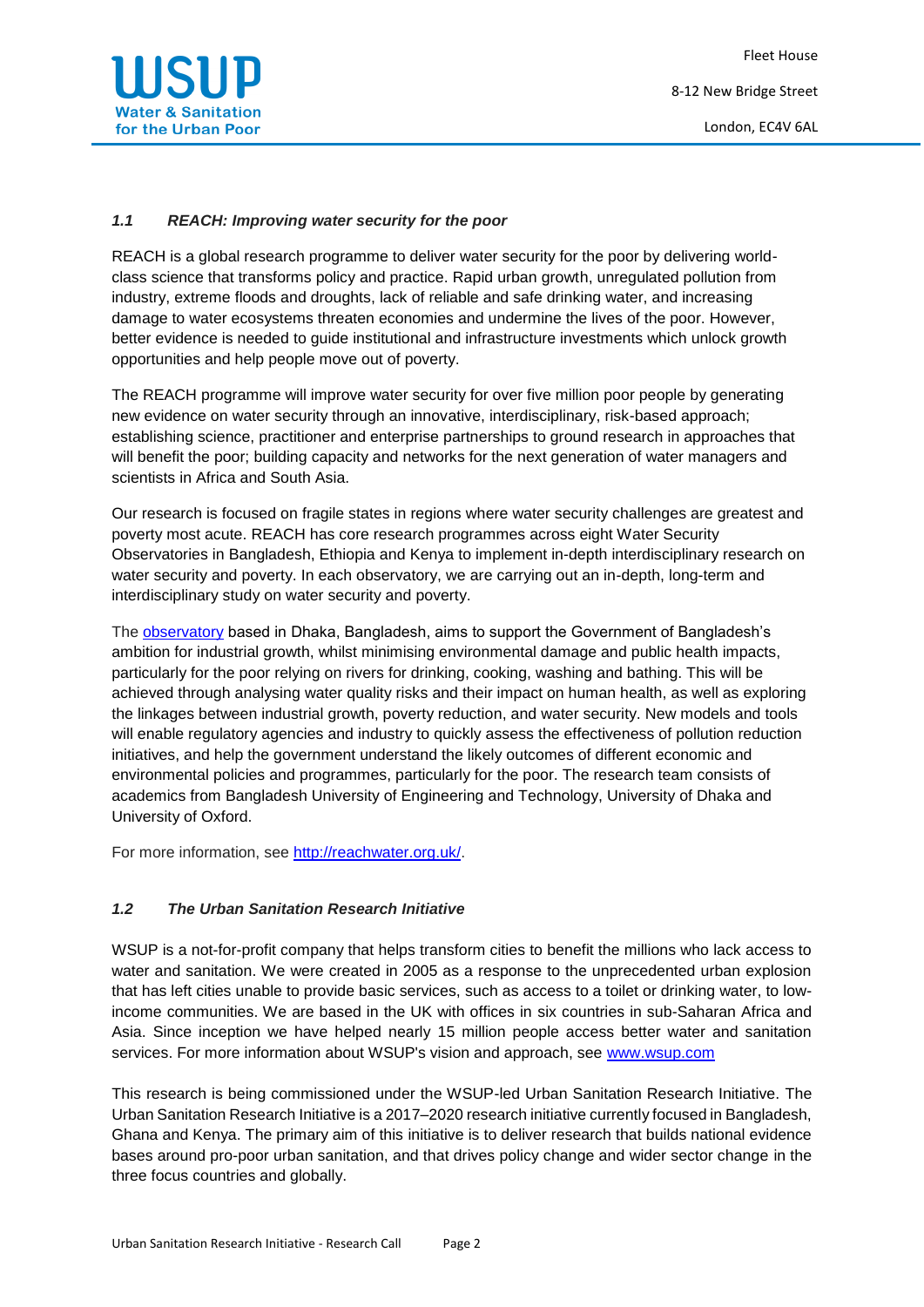### *1.1 REACH: Improving water security for the poor*

REACH is a global research programme to deliver water security for the poor by delivering world-class science that transforms policy and practice. Rapid urban growth, unregulated pollution from industry, extreme floods and droughts, lack of reliable and safe drinking water, and increasing damage to water ecosystems threaten economies and undermine the lives of the poor. However, better evidence is needed to guide institutional and infrastructure investments which unlock growth opportunities and help people move out of poverty.

The REACH programme will improve water security for over five million poor people by generating new evidence on water security through an innovative, interdisciplinary, risk-based approach; establishing science, practitioner and enterprise partnerships to ground research in approaches that will benefit the poor; building capacity and networks for the next generation of water managers and scientists in Africa and South Asia.

Our research is focused on fragile states in regions where water security challenges are greatest and poverty most acute. REACH has core research programmes across eight Water Security Observatories in Bangladesh, Ethiopia and Kenya to implement in-depth interdisciplinary research on water security and poverty. In each observatory, we are carrying out an in-depth, long-term and interdisciplinary study on water security and poverty.

The [observatory](observatory) based in Dhaka, Bangladesh, aims to support the Government of Bangladesh's ambition for industrial growth, whilst minimising environmental damage and public health impacts, particularly for the poor relying on rivers for drinking, cooking, washing and bathing. This will be achieved through analysing water quality risks and their impact on human health, as well as exploring the linkages between industrial growth, poverty reduction, and water security. New models and tools will enable regulatory agencies and industry to quickly assess the effectiveness of pollution reduction initiatives, and help the government understand the likely outcomes of different economic and environmental policies and programmes, particularly for the poor. The research team consists of academics from Bangladesh University of Engineering and Technology, University of Dhaka and University of Oxford.

For more information, see [http://reachwater.org.uk/](http://reachwater.org.uk/).

### *1.2 The Urban Sanitation Research Initiative*

WSUP is a not-for-profit company that helps transform cities to benefit the millions who lack access to water and sanitation. We were created in 2005 as a response to the unprecedented urban explosion that has left cities unable to provide basic services, such as access to a toilet or drinking water, to low-income communities. We are based in the UK with offices in six countries in sub-Saharan Africa and Asia. Since inception we have helped nearly 15 million people access better water and sanitation services. For more information about WSUP's vision and approach, see [www.wsup.com](www.wsup.com)

This research is being commissioned under the WSUP-led Urban Sanitation Research Initiative. The Urban Sanitation Research Initiative is a 2017–2020 research initiative currently focused in Bangladesh, Ghana and Kenya. The primary aim of this initiative is to deliver research that builds national evidence bases around pro-poor urban sanitation, and that drives policy change and wider sector change in the three focus countries and globally.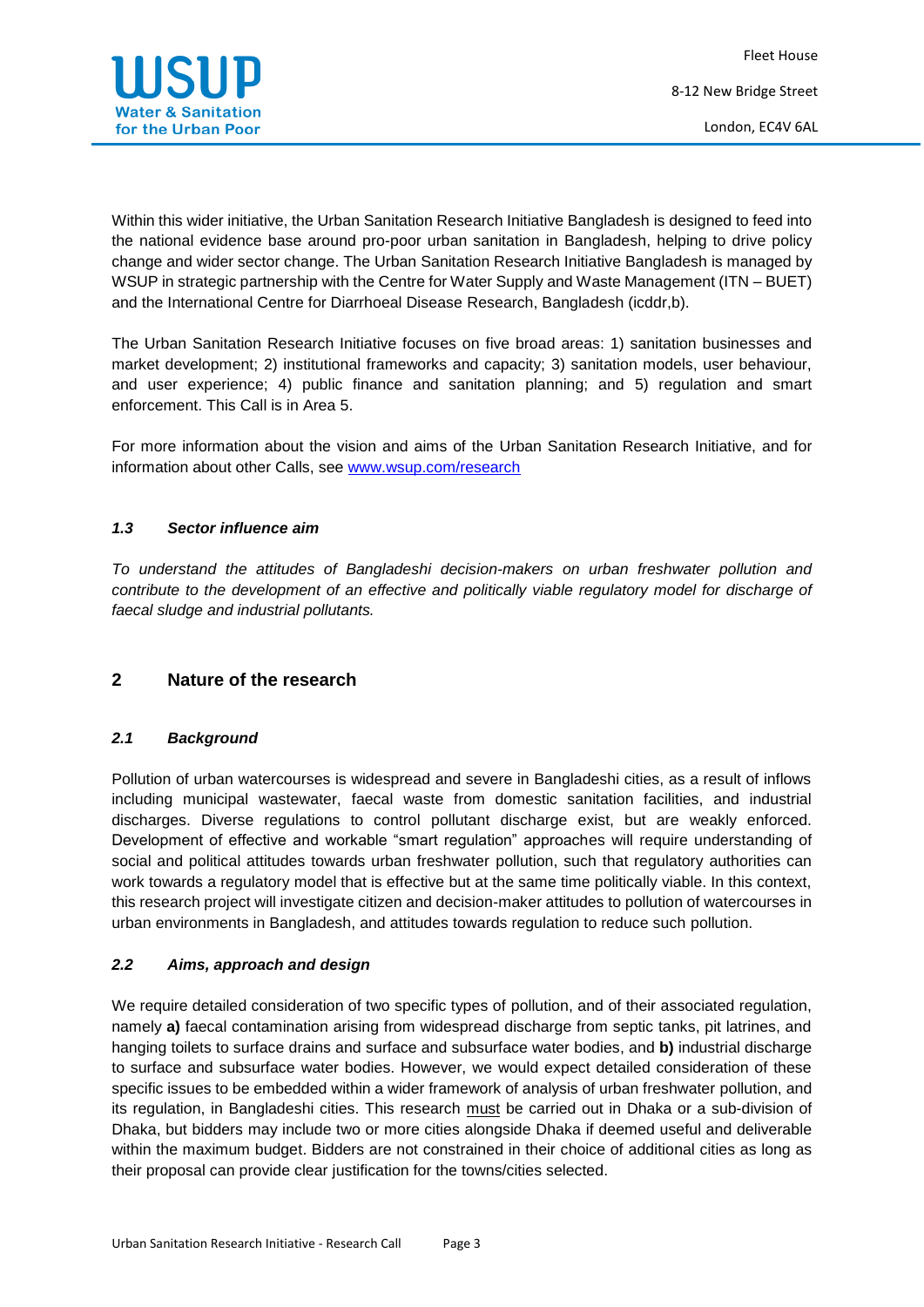Within this wider initiative, the Urban Sanitation Research Initiative Bangladesh is designed to feed into the national evidence base around pro-poor urban sanitation in Bangladesh, helping to drive policy change and wider sector change. The Urban Sanitation Research Initiative Bangladesh is managed by WSUP in strategic partnership with the Centre for Water Supply and Waste Management (ITN – BUET) and the International Centre for Diarrhoeal Disease Research, Bangladesh (icddr,b).

The Urban Sanitation Research Initiative focuses on five broad areas: 1) sanitation businesses and market development; 2) institutional frameworks and capacity; 3) sanitation models, user behaviour, and user experience; 4) public finance and sanitation planning; and 5) regulation and smart enforcement. This Call is in Area 5.

For more information about the vision and aims of the Urban Sanitation Research Initiative, and for information about other Calls, see [www.wsup.com/research](www.wsup.com/research)

### *1.3 Sector influence aim*

*To understand the attitudes of Bangladeshi decision-makers on urban freshwater pollution and contribute to the development of an effective and politically viable regulatory model for discharge of faecal sludge and industrial pollutants.*

## 2 Nature of the research

### *2.1 Background*

Pollution of urban watercourses is widespread and severe in Bangladeshi cities, as a result of inflows including municipal wastewater, faecal waste from domestic sanitation facilities, and industrial discharges. Diverse regulations to control pollutant discharge exist, but are weakly enforced. Development of effective and workable "smart regulation" approaches will require understanding of social and political attitudes towards urban freshwater pollution, such that regulatory authorities can work towards a regulatory model that is effective but at the same time politically viable. In this context, this research project will investigate citizen and decision-maker attitudes to pollution of watercourses in urban environments in Bangladesh, and attitudes towards regulation to reduce such pollution.

### *2.2 Aims, approach and design*

We require detailed consideration of two specific types of pollution, and of their associated regulation, namely **a)** faecal contamination arising from widespread discharge from septic tanks, pit latrines, and hanging toilets to surface drains and surface and subsurface water bodies, and **b)** industrial discharge to surface and subsurface water bodies. However, we would expect detailed consideration of these specific issues to be embedded within a wider framework of analysis of urban freshwater pollution, and its regulation, in Bangladeshi cities. This research must be carried out in Dhaka or a sub-division of Dhaka, but bidders may include two or more cities alongside Dhaka if deemed useful and deliverable within the maximum budget. Bidders are not constrained in their choice of additional cities as long as their proposal can provide clear justification for the towns/cities selected.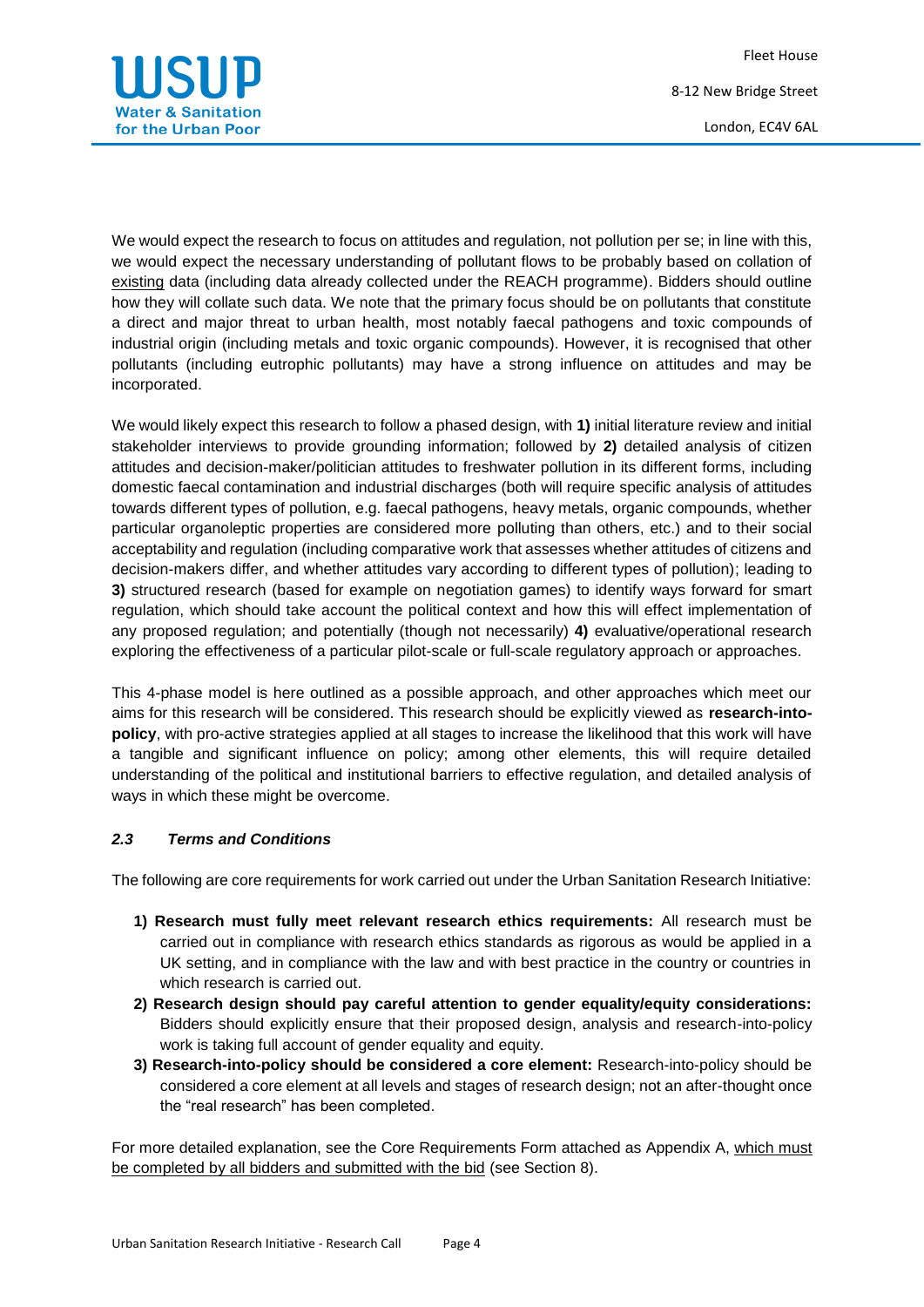We would expect the research to focus on attitudes and regulation, not pollution per se; in line with this, we would expect the necessary understanding of pollutant flows to be probably based on collation of existing data (including data already collected under the REACH programme). Bidders should outline how they will collate such data. We note that the primary focus should be on pollutants that constitute a direct and major threat to urban health, most notably faecal pathogens and toxic compounds of industrial origin (including metals and toxic organic compounds). However, it is recognised that other pollutants (including eutrophic pollutants) may have a strong influence on attitudes and may be incorporated.

We would likely expect this research to follow a phased design, with **1)** initial literature review and initial stakeholder interviews to provide grounding information; followed by **2)** detailed analysis of citizen attitudes and decision-maker/politician attitudes to freshwater pollution in its different forms, including domestic faecal contamination and industrial discharges (both will require specific analysis of attitudes towards different types of pollution, e.g. faecal pathogens, heavy metals, organic compounds, whether particular organoleptic properties are considered more polluting than others, etc.) and to their social acceptability and regulation (including comparative work that assesses whether attitudes of citizens and decision-makers differ, and whether attitudes vary according to different types of pollution); leading to **3)** structured research (based for example on negotiation games) to identify ways forward for smart regulation, which should take account the political context and how this will effect implementation of any proposed regulation; and potentially (though not necessarily) **4)** evaluative/operational research exploring the effectiveness of a particular pilot-scale or full-scale regulatory approach or approaches.

This 4-phase model is here outlined as a possible approach, and other approaches which meet our aims for this research will be considered. This research should be explicitly viewed as **research-into-policy**, with pro-active strategies applied at all stages to increase the likelihood that this work will have a tangible and significant influence on policy; among other elements, this will require detailed understanding of the political and institutional barriers to effective regulation, and detailed analysis of ways in which these might be overcome.

### *2.3 Terms and Conditions*

The following are core requirements for work carried out under the Urban Sanitation Research Initiative:

1) **Research must fully meet relevant research ethics requirements:** All research must be carried out in compliance with research ethics standards as rigorous as would be applied in a UK setting, and in compliance with the law and with best practice in the country or countries in which research is carried out.
2) **Research design should pay careful attention to gender equality/equity considerations:** Bidders should explicitly ensure that their proposed design, analysis and research-into-policy work is taking full account of gender equality and equity.
3) **Research-into-policy should be considered a core element:** Research-into-policy should be considered a core element at all levels and stages of research design; not an after-thought once the "real research" has been completed.

For more detailed explanation, see the Core Requirements Form attached as Appendix A, which must be completed by all bidders and submitted with the bid (see Section 8).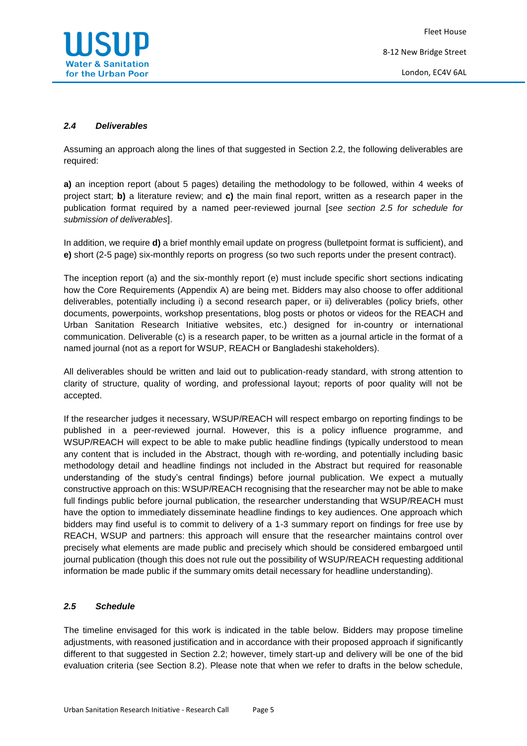### *2.4 Deliverables*

Assuming an approach along the lines of that suggested in Section 2.2, the following deliverables are required:

**a)** an inception report (about 5 pages) detailing the methodology to be followed, within 4 weeks of project start; **b)** a literature review; and **c)** the main final report, written as a research paper in the publication format required by a named peer-reviewed journal [*see section 2.5 for schedule for submission of deliverables*].

In addition, we require **d)** a brief monthly email update on progress (bulletpoint format is sufficient), and **e)** short (2-5 page) six-monthly reports on progress (so two such reports under the present contract).

The inception report (a) and the six-monthly report (e) must include specific short sections indicating how the Core Requirements (Appendix A) are being met. Bidders may also choose to offer additional deliverables, potentially including i) a second research paper, or ii) deliverables (policy briefs, other documents, powerpoints, workshop presentations, blog posts or photos or videos for the REACH and Urban Sanitation Research Initiative websites, etc.) designed for in-country or international communication. Deliverable (c) is a research paper, to be written as a journal article in the format of a named journal (not as a report for WSUP, REACH or Bangladeshi stakeholders).

All deliverables should be written and laid out to publication-ready standard, with strong attention to clarity of structure, quality of wording, and professional layout; reports of poor quality will not be accepted.

If the researcher judges it necessary, WSUP/REACH will respect embargo on reporting findings to be published in a peer-reviewed journal. However, this is a policy influence programme, and WSUP/REACH will expect to be able to make public headline findings (typically understood to mean any content that is included in the Abstract, though with re-wording, and potentially including basic methodology detail and headline findings not included in the Abstract but required for reasonable understanding of the study's central findings) before journal publication. We expect a mutually constructive approach on this: WSUP/REACH recognising that the researcher may not be able to make full findings public before journal publication, the researcher understanding that WSUP/REACH must have the option to immediately disseminate headline findings to key audiences. One approach which bidders may find useful is to commit to delivery of a 1-3 summary report on findings for free use by REACH, WSUP and partners: this approach will ensure that the researcher maintains control over precisely what elements are made public and precisely which should be considered embargoed until journal publication (though this does not rule out the possibility of WSUP/REACH requesting additional information be made public if the summary omits detail necessary for headline understanding).

### *2.5 Schedule*

The timeline envisaged for this work is indicated in the table below. Bidders may propose timeline adjustments, with reasoned justification and in accordance with their proposed approach if significantly different to that suggested in Section 2.2; however, timely start-up and delivery will be one of the bid evaluation criteria (see Section 8.2). Please note that when we refer to drafts in the below schedule,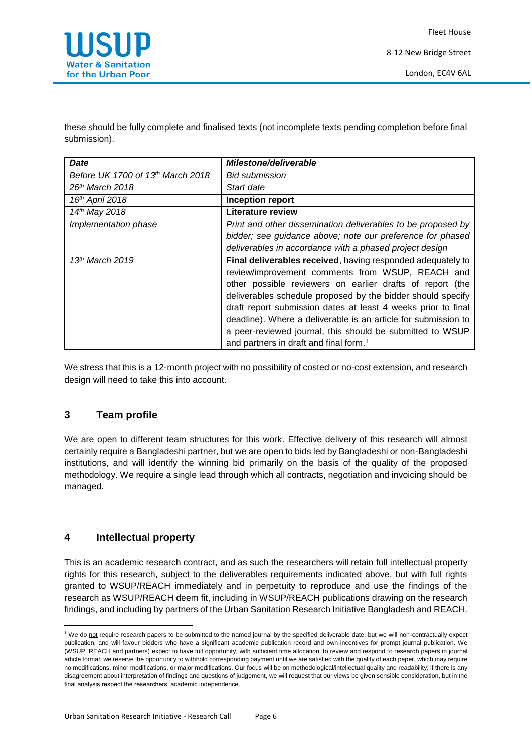these should be fully complete and finalised texts (not incomplete texts pending completion before final submission).

| *Date* | *Milestone/deliverable* |
|---|---|
| *Before UK 1700 of 13th March 2018* | *Bid submission* |
| *26th March 2018* | *Start date* |
| *16th April 2018* | **Inception report** |
| *14th May 2018* | **Literature review** |
| *Implementation phase* | *Print and other dissemination deliverables to be proposed by bidder; see guidance above; note our preference for phased deliverables in accordance with a phased project design* |
| *13th March 2019* | **Final deliverables received**, having responded adequately to review/improvement comments from WSUP, REACH and other possible reviewers on earlier drafts of report (the deliverables schedule proposed by the bidder should specify draft report submission dates at least 4 weeks prior to final deadline). Where a deliverable is an article for submission to a peer-reviewed journal, this should be submitted to WSUP and partners in draft and final form.[1] |

We stress that this is a 12-month project with no possibility of costed or no-cost extension, and research design will need to take this into account.

## 3 Team profile

We are open to different team structures for this work. Effective delivery of this research will almost certainly require a Bangladeshi partner, but we are open to bids led by Bangladeshi or non-Bangladeshi institutions, and will identify the winning bid primarily on the basis of the quality of the proposed methodology. We require a single lead through which all contracts, negotiation and invoicing should be managed.

## 4 Intellectual property

This is an academic research contract, and as such the researchers will retain full intellectual property rights for this research, subject to the deliverables requirements indicated above, but with full rights granted to WSUP/REACH immediately and in perpetuity to reproduce and use the findings of the research as WSUP/REACH deem fit, including in WSUP/REACH publications drawing on the research findings, and including by partners of the Urban Sanitation Research Initiative Bangladesh and REACH.

---

[1] We do not require research papers to be submitted to the named journal by the specified deliverable date; but we will non-contractually expect publication, and will favour bidders who have a significant academic publication record and own-incentives for prompt journal publication. We (WSUP, REACH and partners) expect to have full opportunity, with sufficient time allocation, to review and respond to research papers in journal article format; we reserve the opportunity to withhold corresponding payment until we are satisfied with the quality of each paper, which may require no modifications, minor modifications, or major modifications. Our focus will be on methodological/intellectual quality and readability; if there is any disagreement about interpretation of findings and questions of judgement, we will request that our views be given sensible consideration, but in the final analysis respect the researchers' academic independence.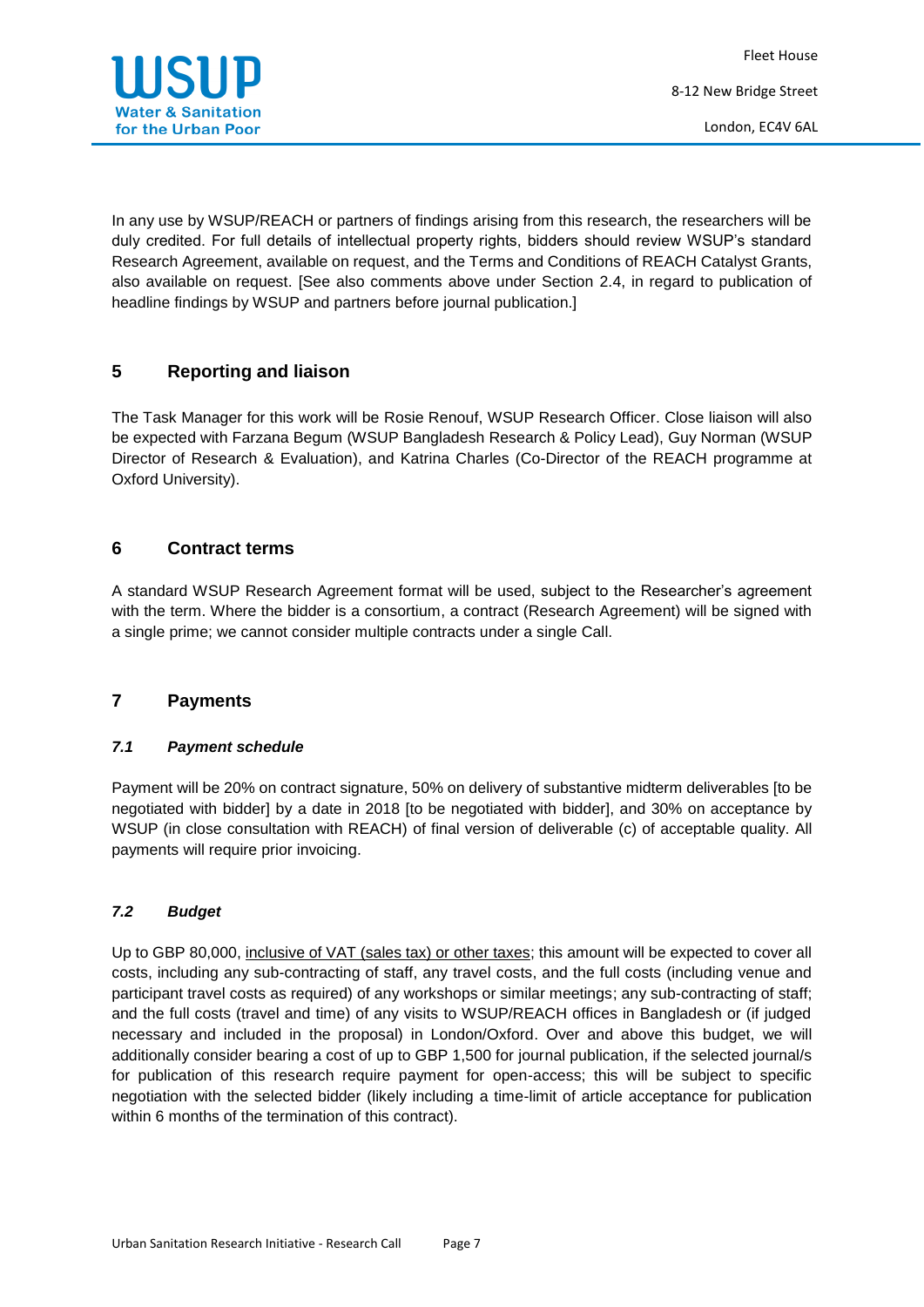In any use by WSUP/REACH or partners of findings arising from this research, the researchers will be duly credited. For full details of intellectual property rights, bidders should review WSUP's standard Research Agreement, available on request, and the Terms and Conditions of REACH Catalyst Grants, also available on request. [See also comments above under Section 2.4, in regard to publication of headline findings by WSUP and partners before journal publication.]

## 5 Reporting and liaison

The Task Manager for this work will be Rosie Renouf, WSUP Research Officer. Close liaison will also be expected with Farzana Begum (WSUP Bangladesh Research & Policy Lead), Guy Norman (WSUP Director of Research & Evaluation), and Katrina Charles (Co-Director of the REACH programme at Oxford University).

## 6 Contract terms

A standard WSUP Research Agreement format will be used, subject to the Researcher's agreement with the term. Where the bidder is a consortium, a contract (Research Agreement) will be signed with a single prime; we cannot consider multiple contracts under a single Call.

## 7 Payments

### *7.1 Payment schedule*

Payment will be 20% on contract signature, 50% on delivery of substantive midterm deliverables [to be negotiated with bidder] by a date in 2018 [to be negotiated with bidder], and 30% on acceptance by WSUP (in close consultation with REACH) of final version of deliverable (c) of acceptable quality. All payments will require prior invoicing.

### *7.2 Budget*

Up to GBP 80,000, <u>inclusive of VAT (sales tax) or other taxes</u>; this amount will be expected to cover all costs, including any sub-contracting of staff, any travel costs, and the full costs (including venue and participant travel costs as required) of any workshops or similar meetings; any sub-contracting of staff; and the full costs (travel and time) of any visits to WSUP/REACH offices in Bangladesh or (if judged necessary and included in the proposal) in London/Oxford. Over and above this budget, we will additionally consider bearing a cost of up to GBP 1,500 for journal publication, if the selected journal/s for publication of this research require payment for open-access; this will be subject to specific negotiation with the selected bidder (likely including a time-limit of article acceptance for publication within 6 months of the termination of this contract).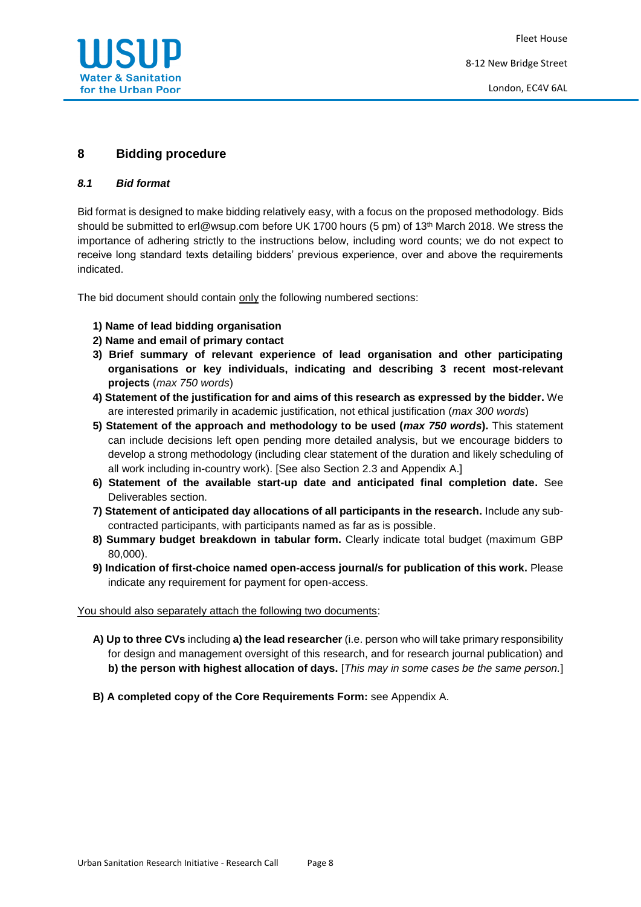## 8 Bidding procedure

### *8.1 Bid format*

Bid format is designed to make bidding relatively easy, with a focus on the proposed methodology. Bids should be submitted to erl@wsup.com before UK 1700 hours (5 pm) of 13th March 2018. We stress the importance of adhering strictly to the instructions below, including word counts; we do not expect to receive long standard texts detailing bidders' previous experience, over and above the requirements indicated.

The bid document should contain <u>only</u> the following numbered sections:

1) **Name of lead bidding organisation**
2) **Name and email of primary contact**
3) **Brief summary of relevant experience of lead organisation and other participating organisations or key individuals, indicating and describing 3 recent most-relevant projects** (*max 750 words*)
4) **Statement of the justification for and aims of this research as expressed by the bidder.** We are interested primarily in academic justification, not ethical justification (*max 300 words*)
5) **Statement of the approach and methodology to be used (*max 750 words*).** This statement can include decisions left open pending more detailed analysis, but we encourage bidders to develop a strong methodology (including clear statement of the duration and likely scheduling of all work including in-country work). [See also Section 2.3 and Appendix A.]
6) **Statement of the available start-up date and anticipated final completion date.** See Deliverables section.
7) **Statement of anticipated day allocations of all participants in the research.** Include any sub-contracted participants, with participants named as far as is possible.
8) **Summary budget breakdown in tabular form.** Clearly indicate total budget (maximum GBP 80,000).
9) **Indication of first-choice named open-access journal/s for publication of this work.** Please indicate any requirement for payment for open-access.

<u>You should also separately attach the following two documents</u>:

A) **Up to three CVs** including **a) the lead researcher** (i.e. person who will take primary responsibility for design and management oversight of this research, and for research journal publication) and **b) the person with highest allocation of days.** [*This may in some cases be the same person.*]

B) **A completed copy of the Core Requirements Form:** see Appendix A.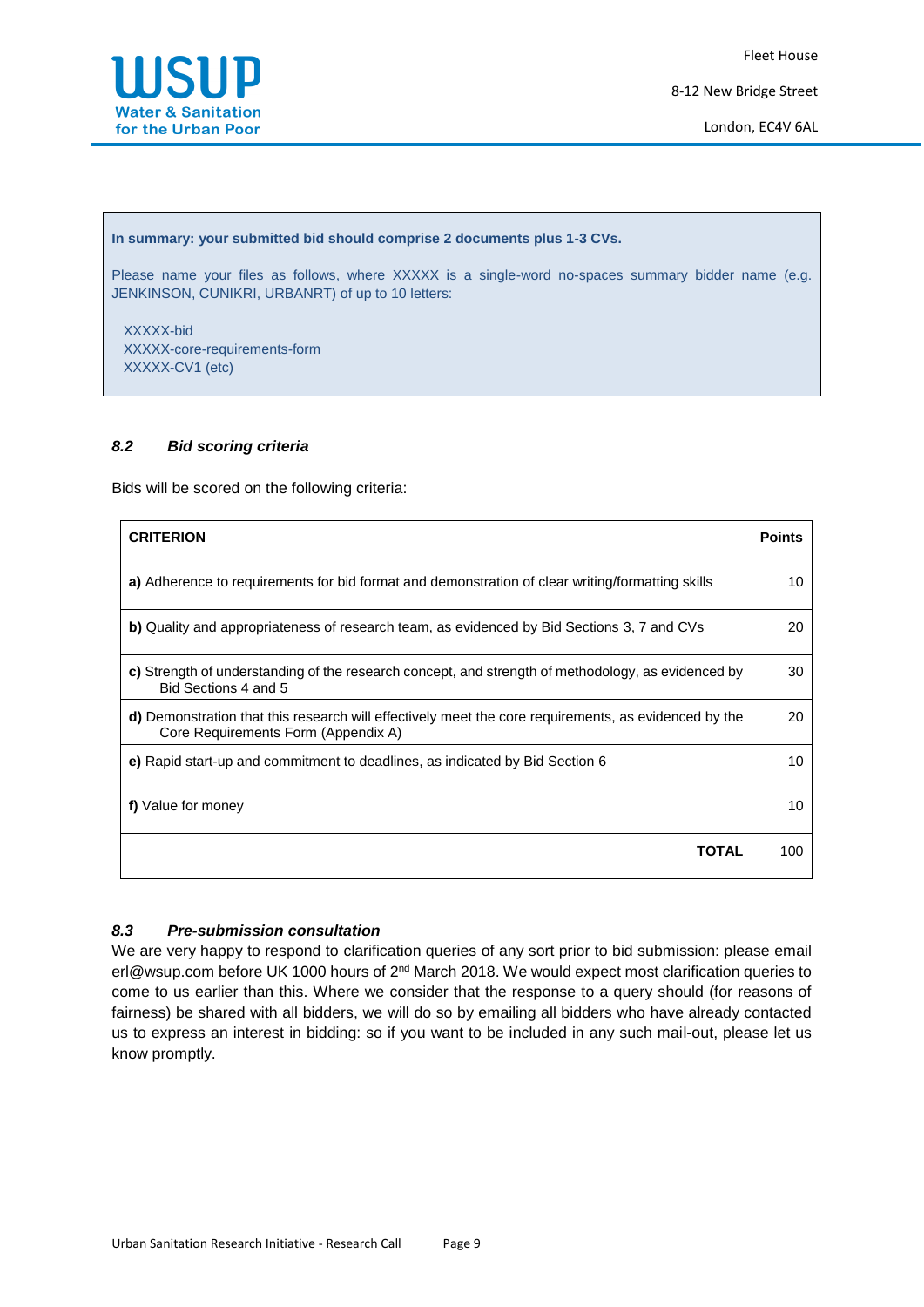**In summary: your submitted bid should comprise 2 documents plus 1-3 CVs.**

Please name your files as follows, where XXXXX is a single-word no-spaces summary bidder name (e.g. JENKINSON, CUNIKRI, URBANRT) of up to 10 letters:

XXXXX-bid
XXXXX-core-requirements-form
XXXXX-CV1 (etc)

### *8.2 Bid scoring criteria*

Bids will be scored on the following criteria:

| CRITERION | Points |
|---|---|
| **a)** Adherence to requirements for bid format and demonstration of clear writing/formatting skills | 10 |
| **b)** Quality and appropriateness of research team, as evidenced by Bid Sections 3, 7 and CVs | 20 |
| **c)** Strength of understanding of the research concept, and strength of methodology, as evidenced by Bid Sections 4 and 5 | 30 |
| **d)** Demonstration that this research will effectively meet the core requirements, as evidenced by the Core Requirements Form (Appendix A) | 20 |
| **e)** Rapid start-up and commitment to deadlines, as indicated by Bid Section 6 | 10 |
| **f)** Value for money | 10 |
| **TOTAL** | 100 |

### *8.3 Pre-submission consultation*

We are very happy to respond to clarification queries of any sort prior to bid submission: please email erl@wsup.com before UK 1000 hours of 2nd March 2018. We would expect most clarification queries to come to us earlier than this. Where we consider that the response to a query should (for reasons of fairness) be shared with all bidders, we will do so by emailing all bidders who have already contacted us to express an interest in bidding: so if you want to be included in any such mail-out, please let us know promptly.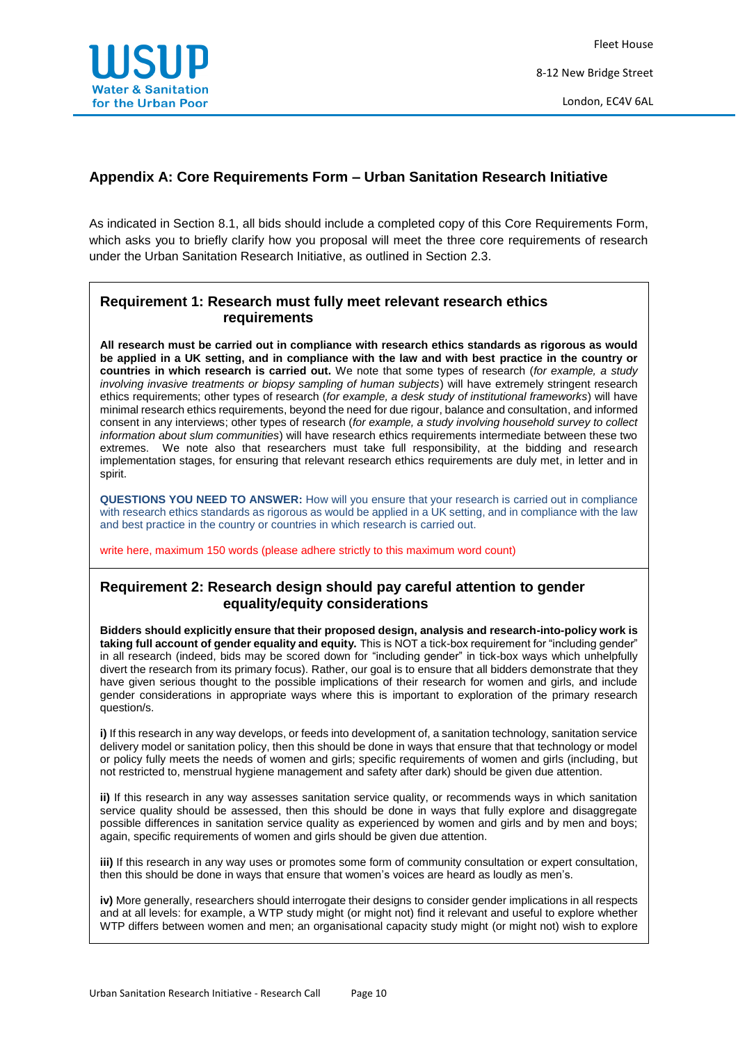## Appendix A: Core Requirements Form – Urban Sanitation Research Initiative

As indicated in Section 8.1, all bids should include a completed copy of this Core Requirements Form, which asks you to briefly clarify how you proposal will meet the three core requirements of research under the Urban Sanitation Research Initiative, as outlined in Section 2.3.

### Requirement 1: Research must fully meet relevant research ethics requirements

**All research must be carried out in compliance with research ethics standards as rigorous as would be applied in a UK setting, and in compliance with the law and with best practice in the country or countries in which research is carried out.** We note that some types of research (*for example, a study involving invasive treatments or biopsy sampling of human subjects*) will have extremely stringent research ethics requirements; other types of research (*for example, a desk study of institutional frameworks*) will have minimal research ethics requirements, beyond the need for due rigour, balance and consultation, and informed consent in any interviews; other types of research (*for example, a study involving household survey to collect information about slum communities*) will have research ethics requirements intermediate between these two extremes. We note also that researchers must take full responsibility, at the bidding and research implementation stages, for ensuring that relevant research ethics requirements are duly met, in letter and in spirit.

**QUESTIONS YOU NEED TO ANSWER:** How will you ensure that your research is carried out in compliance with research ethics standards as rigorous as would be applied in a UK setting, and in compliance with the law and best practice in the country or countries in which research is carried out.

write here, maximum 150 words (please adhere strictly to this maximum word count)

### Requirement 2: Research design should pay careful attention to gender equality/equity considerations

**Bidders should explicitly ensure that their proposed design, analysis and research-into-policy work is taking full account of gender equality and equity.** This is NOT a tick-box requirement for "including gender" in all research (indeed, bids may be scored down for "including gender" in tick-box ways which unhelpfully divert the research from its primary focus). Rather, our goal is to ensure that all bidders demonstrate that they have given serious thought to the possible implications of their research for women and girls, and include gender considerations in appropriate ways where this is important to exploration of the primary research question/s.

**i)** If this research in any way develops, or feeds into development of, a sanitation technology, sanitation service delivery model or sanitation policy, then this should be done in ways that ensure that that technology or model or policy fully meets the needs of women and girls; specific requirements of women and girls (including, but not restricted to, menstrual hygiene management and safety after dark) should be given due attention.

**ii)** If this research in any way assesses sanitation service quality, or recommends ways in which sanitation service quality should be assessed, then this should be done in ways that fully explore and disaggregate possible differences in sanitation service quality as experienced by women and girls and by men and boys; again, specific requirements of women and girls should be given due attention.

**iii)** If this research in any way uses or promotes some form of community consultation or expert consultation, then this should be done in ways that ensure that women's voices are heard as loudly as men's.

**iv)** More generally, researchers should interrogate their designs to consider gender implications in all respects and at all levels: for example, a WTP study might (or might not) find it relevant and useful to explore whether WTP differs between women and men; an organisational capacity study might (or might not) wish to explore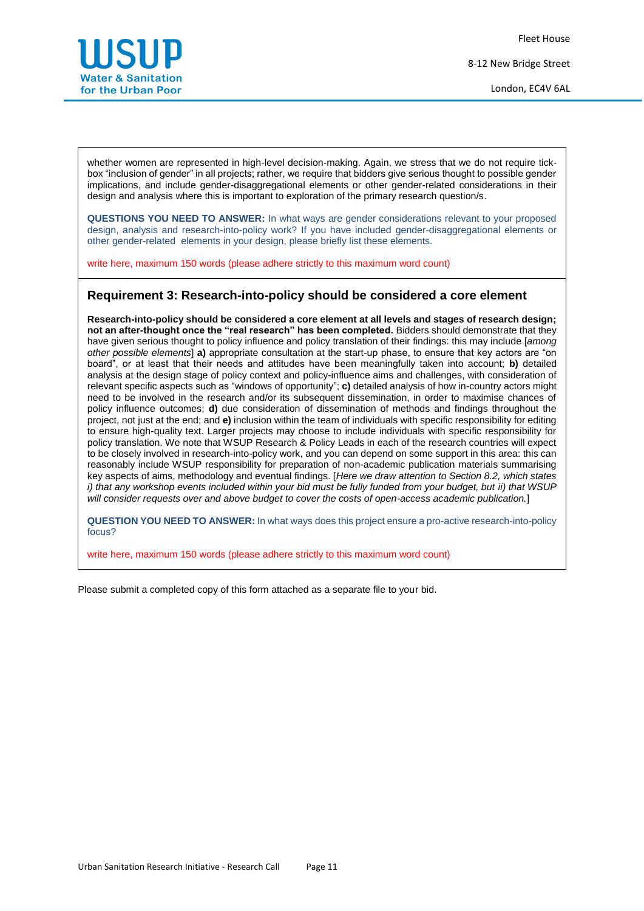whether women are represented in high-level decision-making. Again, we stress that we do not require tick-box "inclusion of gender" in all projects; rather, we require that bidders give serious thought to possible gender implications, and include gender-disaggregational elements or other gender-related considerations in their design and analysis where this is important to exploration of the primary research question/s.

**QUESTIONS YOU NEED TO ANSWER:** In what ways are gender considerations relevant to your proposed design, analysis and research-into-policy work? If you have included gender-disaggregational elements or other gender-related elements in your design, please briefly list these elements.

write here, maximum 150 words (please adhere strictly to this maximum word count)

## Requirement 3: Research-into-policy should be considered a core element

**Research-into-policy should be considered a core element at all levels and stages of research design; not an after-thought once the "real research" has been completed.** Bidders should demonstrate that they have given serious thought to policy influence and policy translation of their findings: this may include [*among other possible elements*] **a)** appropriate consultation at the start-up phase, to ensure that key actors are "on board", or at least that their needs and attitudes have been meaningfully taken into account; **b)** detailed analysis at the design stage of policy context and policy-influence aims and challenges, with consideration of relevant specific aspects such as "windows of opportunity"; **c)** detailed analysis of how in-country actors might need to be involved in the research and/or its subsequent dissemination, in order to maximise chances of policy influence outcomes; **d)** due consideration of dissemination of methods and findings throughout the project, not just at the end; and **e)** inclusion within the team of individuals with specific responsibility for editing to ensure high-quality text. Larger projects may choose to include individuals with specific responsibility for policy translation. We note that WSUP Research & Policy Leads in each of the research countries will expect to be closely involved in research-into-policy work, and you can depend on some support in this area: this can reasonably include WSUP responsibility for preparation of non-academic publication materials summarising key aspects of aims, methodology and eventual findings. [*Here we draw attention to Section 8.2, which states i) that any workshop events included within your bid must be fully funded from your budget, but ii) that WSUP will consider requests over and above budget to cover the costs of open-access academic publication.*]

**QUESTION YOU NEED TO ANSWER:** In what ways does this project ensure a pro-active research-into-policy focus?

write here, maximum 150 words (please adhere strictly to this maximum word count)

Please submit a completed copy of this form attached as a separate file to your bid.